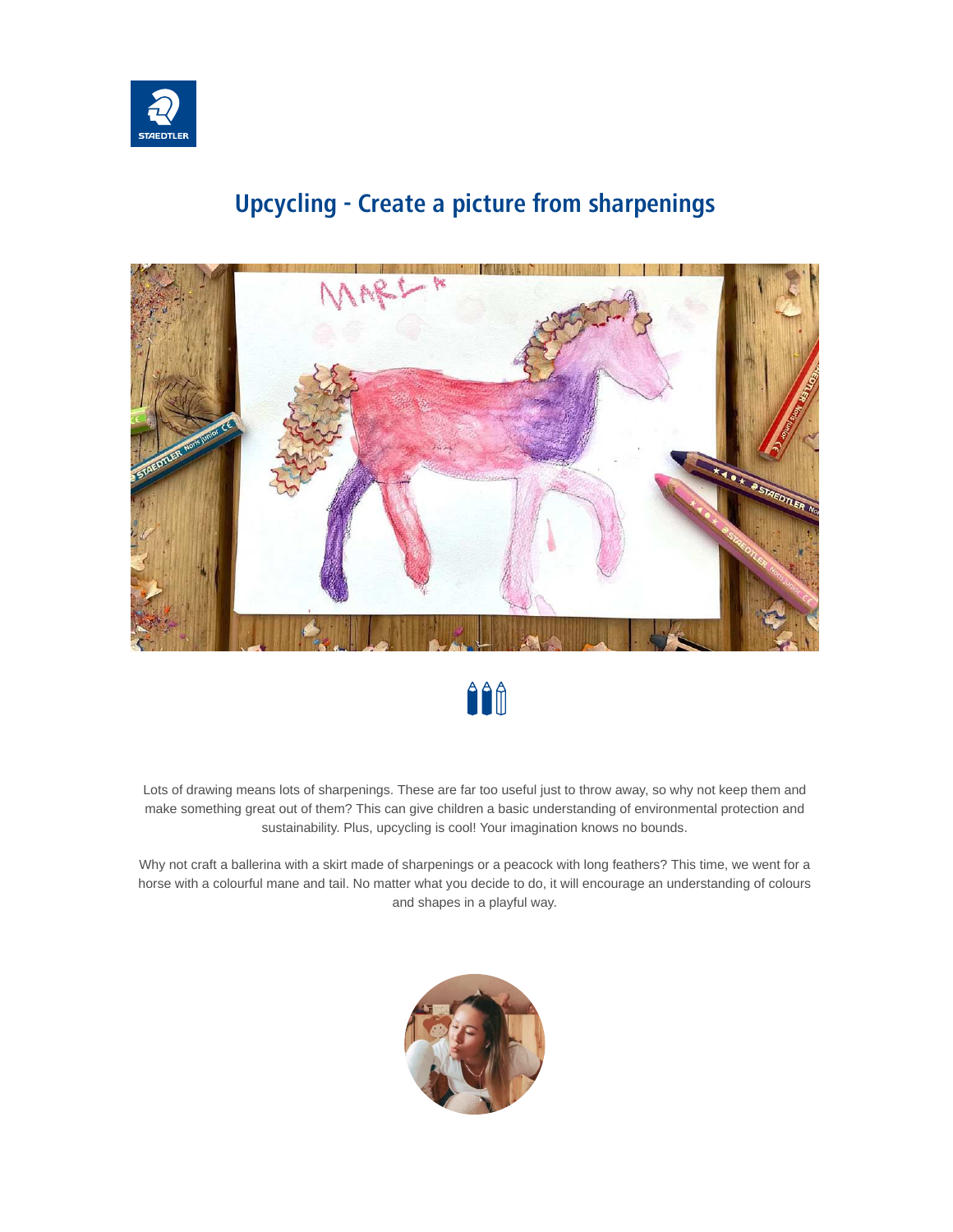# Upcycling - Create a picture from sharpenings

Lots of drawing means lots of sharpenings. These are far too useful just to throw away, so why not keep them and make something great out of them? This can give children a basic understanding of environmental protection and sustainability. Plus, upcycling is cool! Your imagination knows no bounds.

Why not craft a ballerina with a skirt made of sharpenings or a peacock with long feathers? This time, we went for a horse with a colourful mane and tail. No matter what you decide to do, it will encourage an understanding of colours and shapes in a playful way.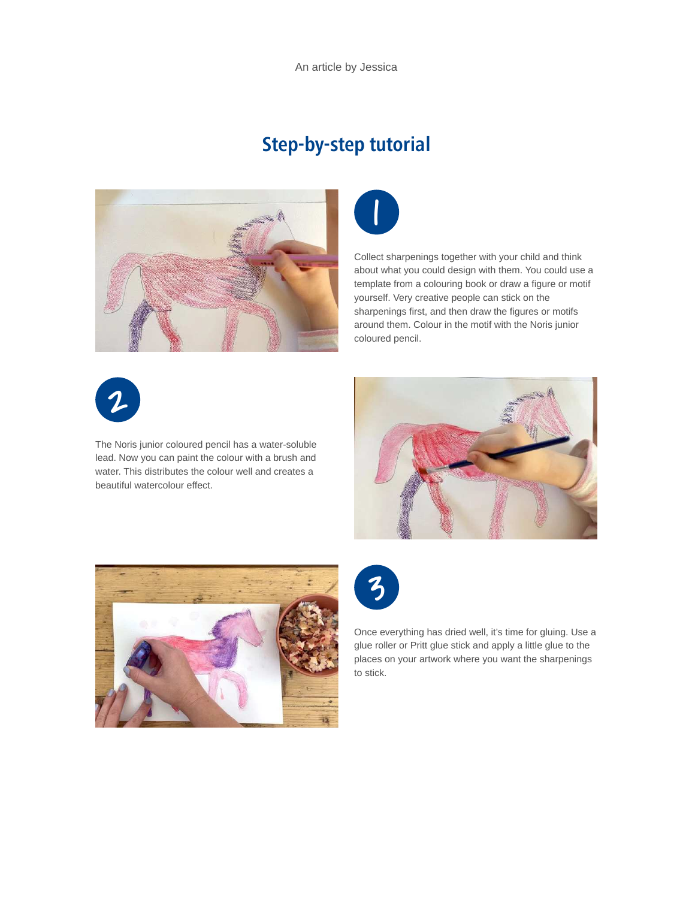An article by Jessica

## Step-by-step tutorial

1

Collect sharpenings together with your child and think about what you could design with them. You could use a template from a colouring book or draw a figure or motif yourself. Very creative people can stick on the sharpenings first, and then draw the figures or motifs around them. Colour in the motif with the Noris junior coloured pencil.

2

The Noris junior coloured pencil has a water-soluble lead. Now you can paint the colour with a brush and water. This distributes the colour well and creates a beautiful watercolour effect.

3

Once everything has dried well, it's time for gluing. Use a glue roller or Pritt glue stick and apply a little glue to the places on your artwork where you want the sharpenings to stick.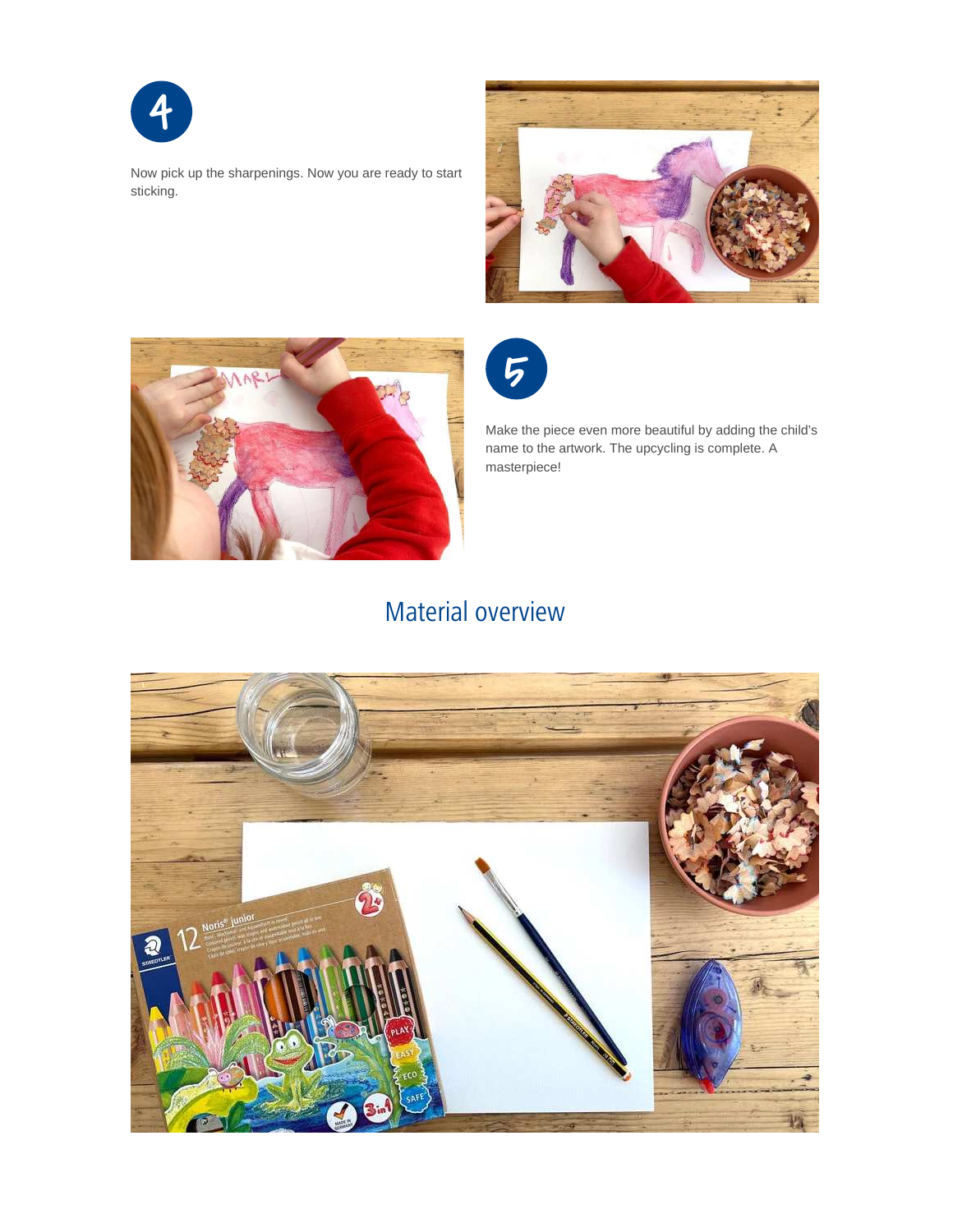4

Now pick up the sharpenings. Now you are ready to start sticking.

5

Make the piece even more beautiful by adding the child's name to the artwork. The upcycling is complete. A masterpiece!

## Material overview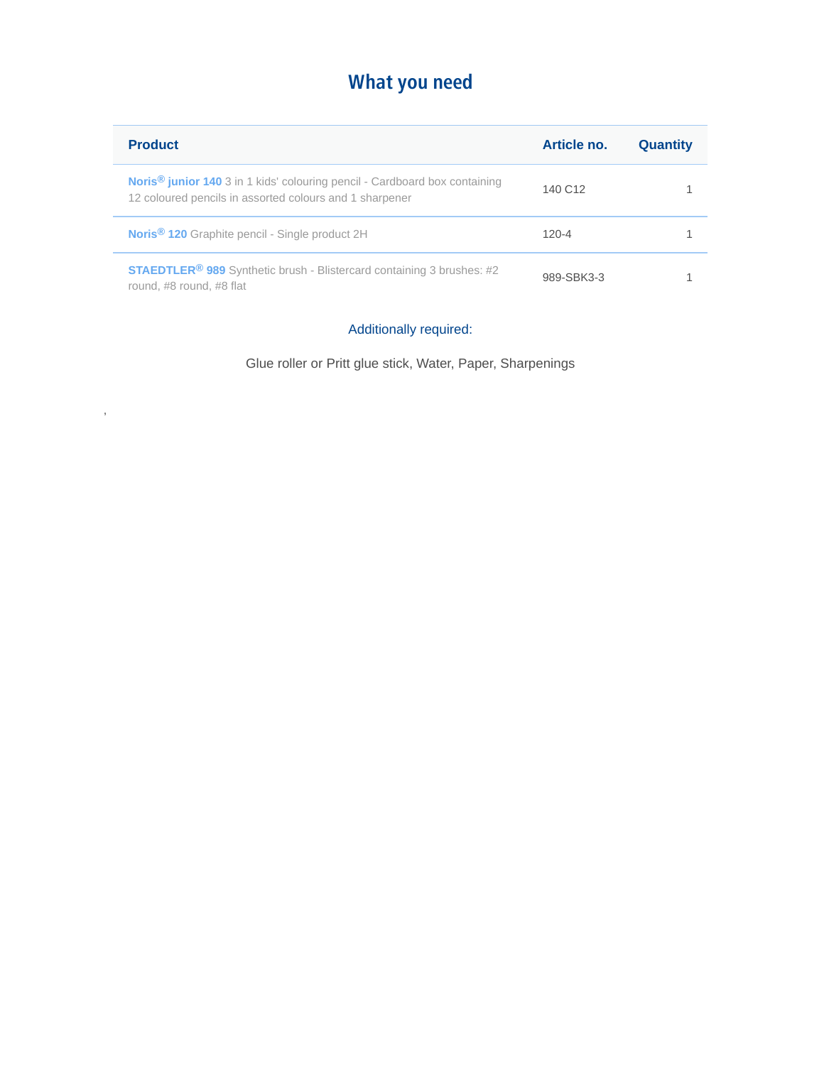## What you need

| Product | Article no. | Quantity |
|---|---|---|
| **Noris® junior 140** 3 in 1 kids' colouring pencil - Cardboard box containing 12 coloured pencils in assorted colours and 1 sharpener | 140 C12 | 1 |
| **Noris® 120** Graphite pencil - Single product 2H | 120-4 | 1 |
| **STAEDTLER® 989** Synthetic brush - Blistercard containing 3 brushes: #2 round, #8 round, #8 flat | 989-SBK3-3 | 1 |

Additionally required:

Glue roller or Pritt glue stick, Water, Paper, Sharpenings

,